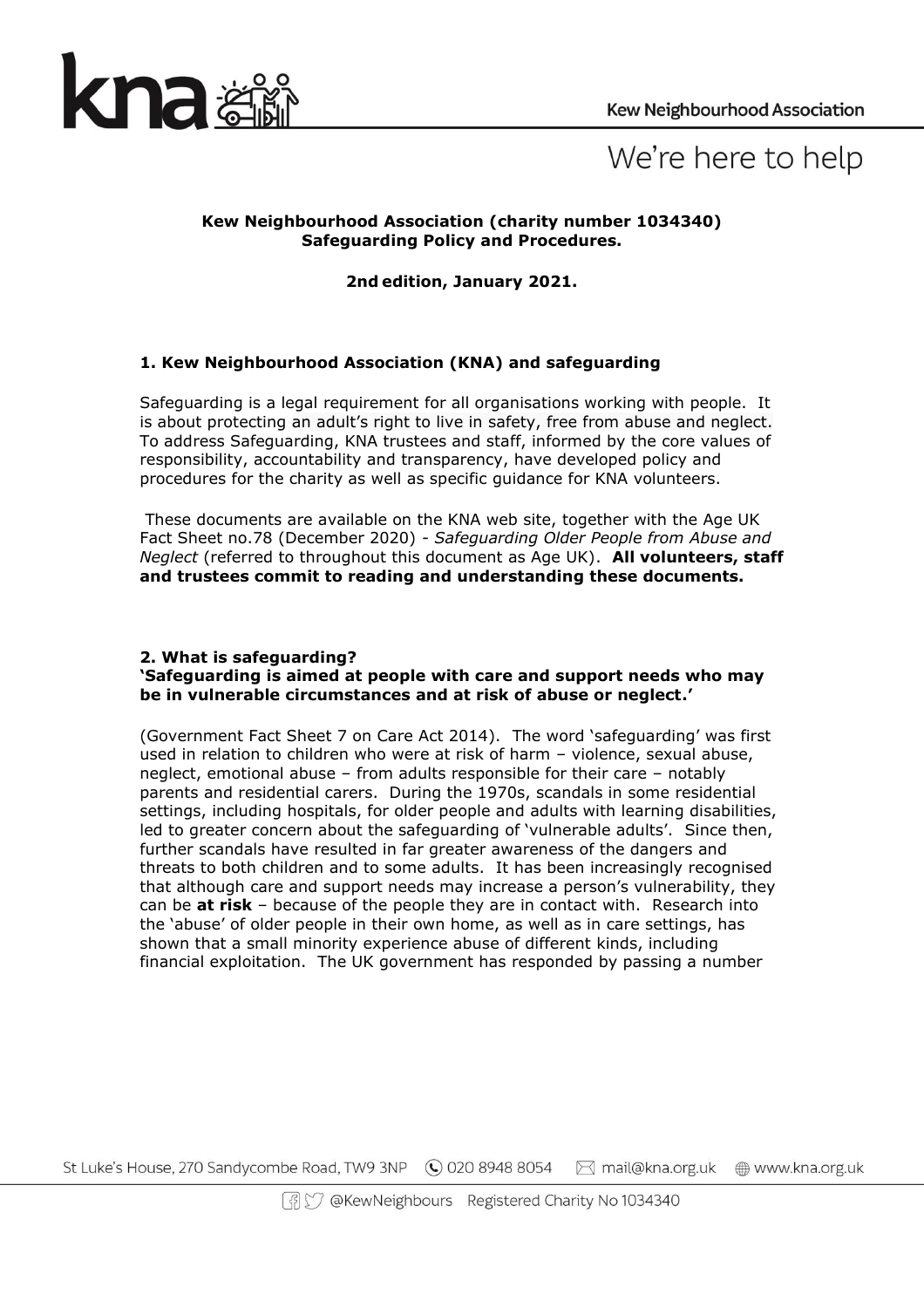**Kew Neighbourhood Association (charity number 1034340)**
**Safeguarding Policy and Procedures.**

**2nd edition, January 2021.**

## 1. Kew Neighbourhood Association (KNA) and safeguarding

Safeguarding is a legal requirement for all organisations working with people. It is about protecting an adult's right to live in safety, free from abuse and neglect. To address Safeguarding, KNA trustees and staff, informed by the core values of responsibility, accountability and transparency, have developed policy and procedures for the charity as well as specific guidance for KNA volunteers.

These documents are available on the KNA web site, together with the Age UK Fact Sheet no.78 (December 2020) - *Safeguarding Older People from Abuse and Neglect* (referred to throughout this document as Age UK). **All volunteers, staff and trustees commit to reading and understanding these documents.**

## 2. What is safeguarding?

**'Safeguarding is aimed at people with care and support needs who may be in vulnerable circumstances and at risk of abuse or neglect.'**

(Government Fact Sheet 7 on Care Act 2014). The word 'safeguarding' was first used in relation to children who were at risk of harm – violence, sexual abuse, neglect, emotional abuse – from adults responsible for their care – notably parents and residential carers. During the 1970s, scandals in some residential settings, including hospitals, for older people and adults with learning disabilities, led to greater concern about the safeguarding of 'vulnerable adults'. Since then, further scandals have resulted in far greater awareness of the dangers and threats to both children and to some adults. It has been increasingly recognised that although care and support needs may increase a person's vulnerability, they can be **at risk** – because of the people they are in contact with. Research into the 'abuse' of older people in their own home, as well as in care settings, has shown that a small minority experience abuse of different kinds, including financial exploitation. The UK government has responded by passing a number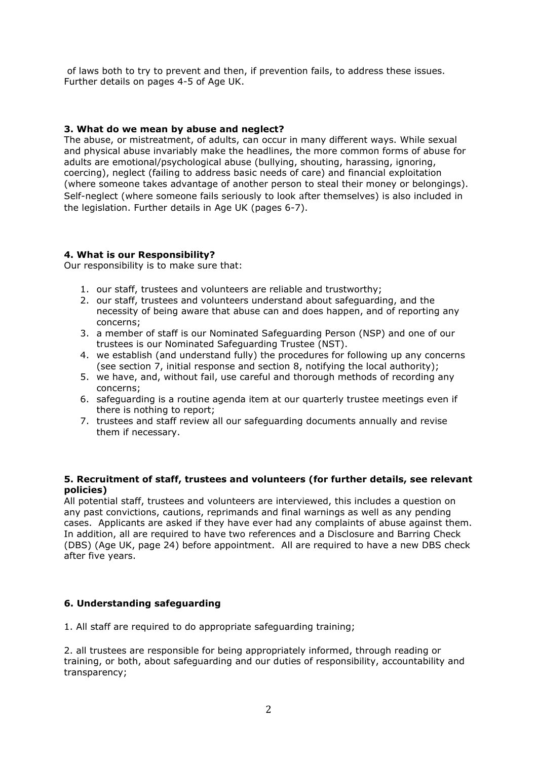of laws both to try to prevent and then, if prevention fails, to address these issues. Further details on pages 4-5 of Age UK.

**3. What do we mean by abuse and neglect?**

The abuse, or mistreatment, of adults, can occur in many different ways. While sexual and physical abuse invariably make the headlines, the more common forms of abuse for adults are emotional/psychological abuse (bullying, shouting, harassing, ignoring, coercing), neglect (failing to address basic needs of care) and financial exploitation (where someone takes advantage of another person to steal their money or belongings). Self-neglect (where someone fails seriously to look after themselves) is also included in the legislation. Further details in Age UK (pages 6-7).

**4. What is our Responsibility?**

Our responsibility is to make sure that:

1. our staff, trustees and volunteers are reliable and trustworthy;
2. our staff, trustees and volunteers understand about safeguarding, and the necessity of being aware that abuse can and does happen, and of reporting any concerns;
3. a member of staff is our Nominated Safeguarding Person (NSP) and one of our trustees is our Nominated Safeguarding Trustee (NST).
4. we establish (and understand fully) the procedures for following up any concerns (see section 7, initial response and section 8, notifying the local authority);
5. we have, and, without fail, use careful and thorough methods of recording any concerns;
6. safeguarding is a routine agenda item at our quarterly trustee meetings even if there is nothing to report;
7. trustees and staff review all our safeguarding documents annually and revise them if necessary.

**5. Recruitment of staff, trustees and volunteers (for further details, see relevant policies)**

All potential staff, trustees and volunteers are interviewed, this includes a question on any past convictions, cautions, reprimands and final warnings as well as any pending cases. Applicants are asked if they have ever had any complaints of abuse against them. In addition, all are required to have two references and a Disclosure and Barring Check (DBS) (Age UK, page 24) before appointment. All are required to have a new DBS check after five years.

**6. Understanding safeguarding**

1. All staff are required to do appropriate safeguarding training;

2. all trustees are responsible for being appropriately informed, through reading or training, or both, about safeguarding and our duties of responsibility, accountability and transparency;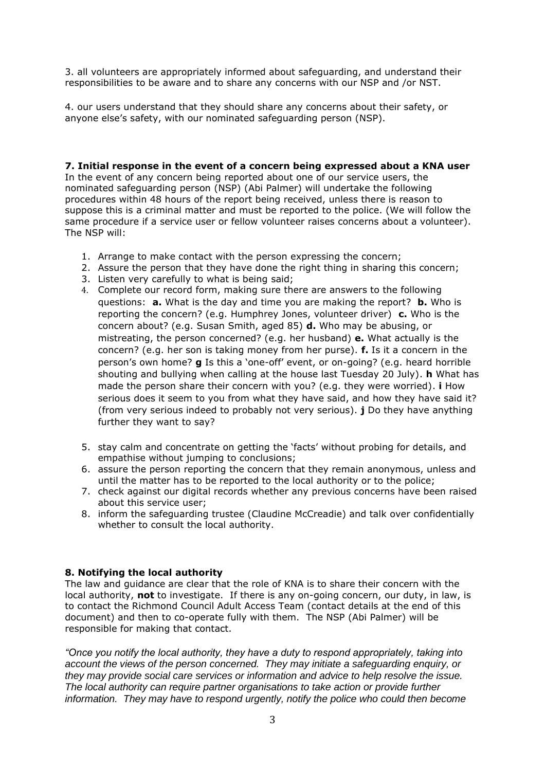3. all volunteers are appropriately informed about safeguarding, and understand their responsibilities to be aware and to share any concerns with our NSP and /or NST.

4. our users understand that they should share any concerns about their safety, or anyone else's safety, with our nominated safeguarding person (NSP).

**7. Initial response in the event of a concern being expressed about a KNA user**

In the event of any concern being reported about one of our service users, the nominated safeguarding person (NSP) (Abi Palmer) will undertake the following procedures within 48 hours of the report being received, unless there is reason to suppose this is a criminal matter and must be reported to the police. (We will follow the same procedure if a service user or fellow volunteer raises concerns about a volunteer). The NSP will:

1. Arrange to make contact with the person expressing the concern;
2. Assure the person that they have done the right thing in sharing this concern;
3. Listen very carefully to what is being said;
4. Complete our record form, making sure there are answers to the following questions: **a.** What is the day and time you are making the report? **b.** Who is reporting the concern? (e.g. Humphrey Jones, volunteer driver) **c.** Who is the concern about? (e.g. Susan Smith, aged 85) **d.** Who may be abusing, or mistreating, the person concerned? (e.g. her husband) **e.** What actually is the concern? (e.g. her son is taking money from her purse). **f.** Is it a concern in the person's own home? **g** Is this a 'one-off' event, or on-going? (e.g. heard horrible shouting and bullying when calling at the house last Tuesday 20 July). **h** What has made the person share their concern with you? (e.g. they were worried). **i** How serious does it seem to you from what they have said, and how they have said it? (from very serious indeed to probably not very serious). **j** Do they have anything further they want to say?
5. stay calm and concentrate on getting the 'facts' without probing for details, and empathise without jumping to conclusions;
6. assure the person reporting the concern that they remain anonymous, unless and until the matter has to be reported to the local authority or to the police;
7. check against our digital records whether any previous concerns have been raised about this service user;
8. inform the safeguarding trustee (Claudine McCreadie) and talk over confidentially whether to consult the local authority.

**8. Notifying the local authority**

The law and guidance are clear that the role of KNA is to share their concern with the local authority, **not** to investigate. If there is any on-going concern, our duty, in law, is to contact the Richmond Council Adult Access Team (contact details at the end of this document) and then to co-operate fully with them. The NSP (Abi Palmer) will be responsible for making that contact.

*"Once you notify the local authority, they have a duty to respond appropriately, taking into account the views of the person concerned. They may initiate a safeguarding enquiry, or they may provide social care services or information and advice to help resolve the issue. The local authority can require partner organisations to take action or provide further information. They may have to respond urgently, notify the police who could then become*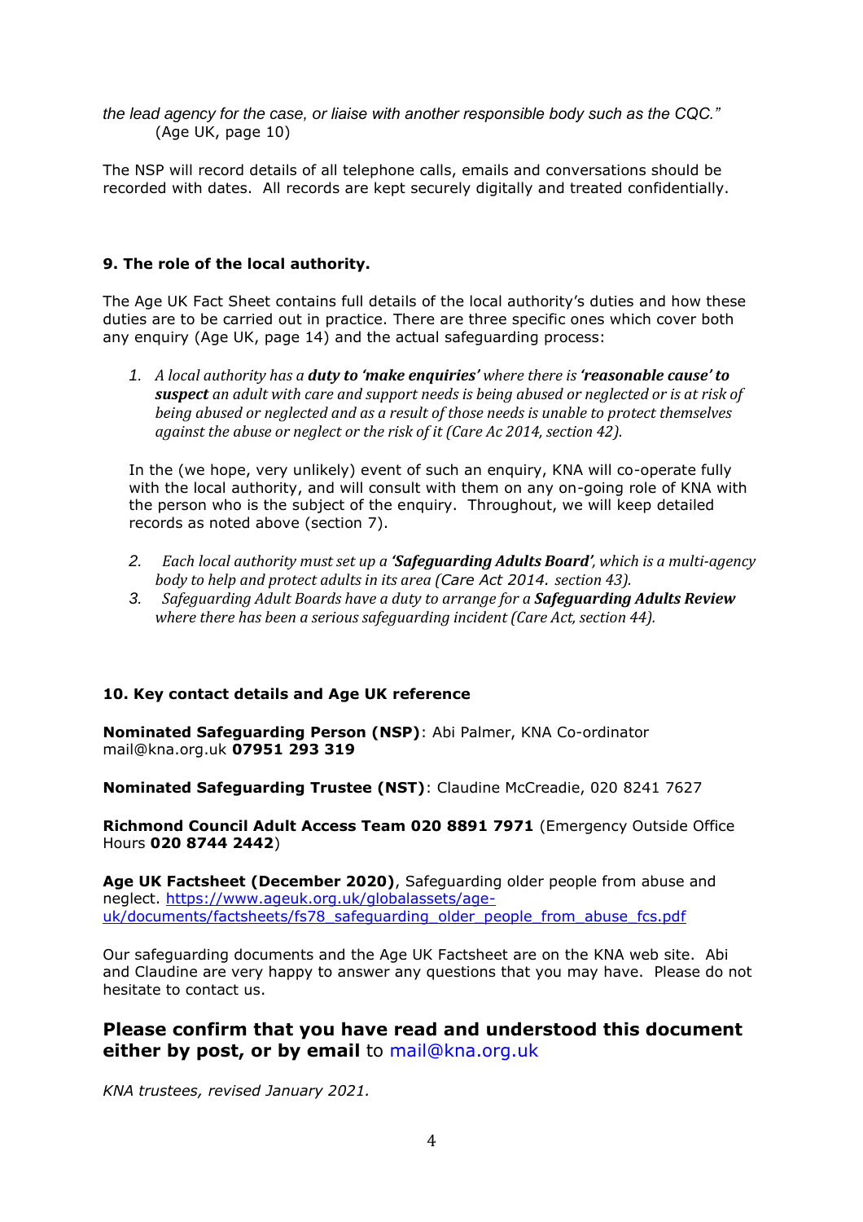*the lead agency for the case, or liaise with another responsible body such as the CQC."*
(Age UK, page 10)

The NSP will record details of all telephone calls, emails and conversations should be recorded with dates. All records are kept securely digitally and treated confidentially.

### 9. The role of the local authority.

The Age UK Fact Sheet contains full details of the local authority's duties and how these duties are to be carried out in practice. There are three specific ones which cover both any enquiry (Age UK, page 14) and the actual safeguarding process:

1. *A local authority has a **duty to 'make enquiries'** where there is **'reasonable cause' to suspect** an adult with care and support needs is being abused or neglected or is at risk of being abused or neglected and as a result of those needs is unable to protect themselves against the abuse or neglect or the risk of it (Care Ac 2014, section 42).*

   In the (we hope, very unlikely) event of such an enquiry, KNA will co-operate fully with the local authority, and will consult with them on any on-going role of KNA with the person who is the subject of the enquiry. Throughout, we will keep detailed records as noted above (section 7).

2. *Each local authority must set up a **'Safeguarding Adults Board'**, which is a multi-agency body to help and protect adults in its area (Care Act 2014. section 43).*
3. *Safeguarding Adult Boards have a duty to arrange for a **Safeguarding Adults Review** where there has been a serious safeguarding incident (Care Act, section 44).*

### 10. Key contact details and Age UK reference

**Nominated Safeguarding Person (NSP)**: Abi Palmer, KNA Co-ordinator
mail@kna.org.uk **07951 293 319**

**Nominated Safeguarding Trustee (NST)**: Claudine McCreadie, 020 8241 7627

**Richmond Council Adult Access Team 020 8891 7971** (Emergency Outside Office Hours **020 8744 2442**)

**Age UK Factsheet (December 2020)**, Safeguarding older people from abuse and neglect. https://www.ageuk.org.uk/globalassets/age-uk/documents/factsheets/fs78_safeguarding_older_people_from_abuse_fcs.pdf

Our safeguarding documents and the Age UK Factsheet are on the KNA web site. Abi and Claudine are very happy to answer any questions that you may have. Please do not hesitate to contact us.

**Please confirm that you have read and understood this document either by post, or by email** to mail@kna.org.uk

*KNA trustees, revised January 2021.*